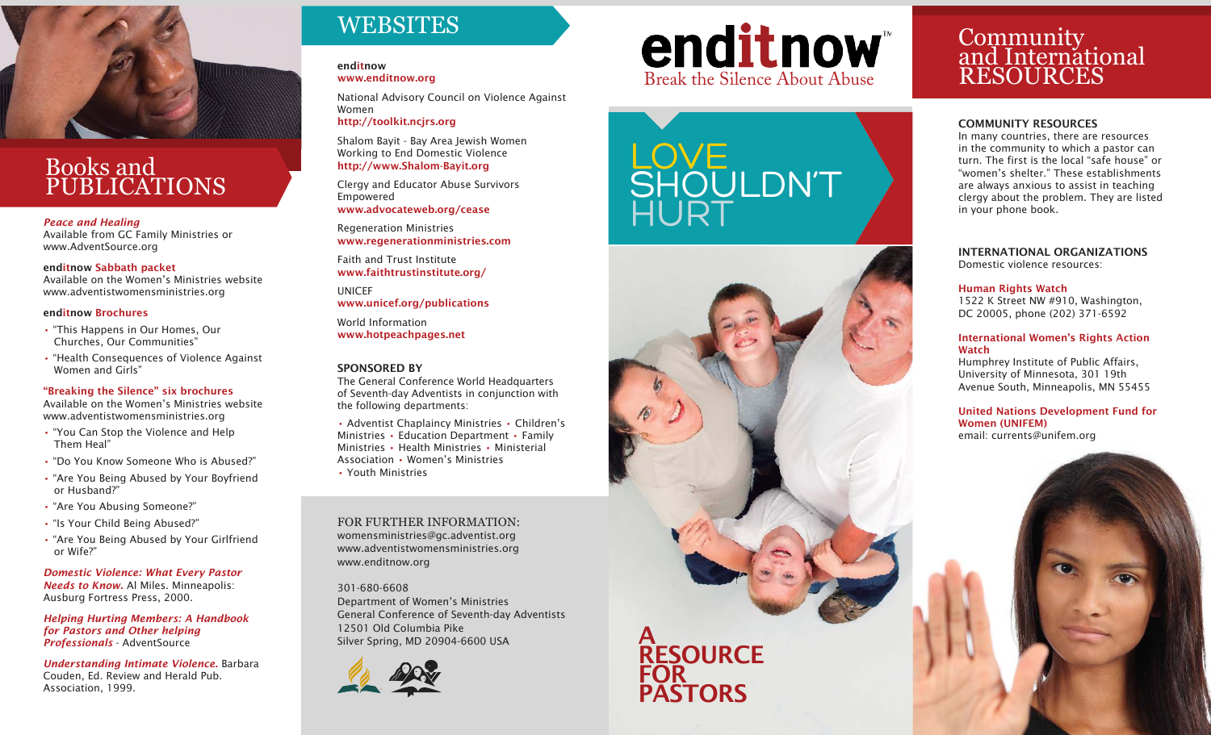# Books and PUBLICATIONS

***Peace and Healing***
Available from GC Family Ministries or www.AdventSource.org

**enditnow Sabbath packet**
Available on the Women's Ministries website www.adventistwomensministries.org

**enditnow Brochures**

- "This Happens in Our Homes, Our Churches, Our Communities"
- "Health Consequences of Violence Against Women and Girls"

**"Breaking the Silence" six brochures**
Available on the Women's Ministries website www.adventistwomensministries.org

- "You Can Stop the Violence and Help Them Heal"
- "Do You Know Someone Who is Abused?"
- "Are You Being Abused by Your Boyfriend or Husband?"
- "Are You Abusing Someone?"
- "Is Your Child Being Abused?"
- "Are You Being Abused by Your Girlfriend or Wife?"

***Domestic Violence: What Every Pastor Needs to Know.*** Al Miles. Minneapolis: Ausburg Fortress Press, 2000.

***Helping Hurting Members: A Handbook for Pastors and Other helping Professionals*** - AdventSource

***Understanding Intimate Violence.*** Barbara Couden, Ed. Review and Herald Pub. Association, 1999.

# WEBSITES

**enditnow**
**www.enditnow.org**

National Advisory Council on Violence Against Women
**http://toolkit.ncjrs.org**

Shalom Bayit - Bay Area Jewish Women Working to End Domestic Violence
**http://www.Shalom-Bayit.org**

Clergy and Educator Abuse Survivors Empowered
**www.advocateweb.org/cease**

Regeneration Ministries
**www.regenerationministries.com**

Faith and Trust Institute
**www.faithtrustinstitute.org/**

UNICEF
**www.unicef.org/publications**

World Information
**www.hotpeachpages.net**

## SPONSORED BY

The General Conference World Headquarters of Seventh-day Adventists in conjunction with the following departments:

• Adventist Chaplaincy Ministries • Children's Ministries • Education Department • Family Ministries • Health Ministries • Ministerial Association • Women's Ministries • Youth Ministries

## FOR FURTHER INFORMATION:

womensministries@gc.adventist.org
www.adventistwomensministries.org
www.enditnow.org

301-680-6608
Department of Women's Ministries
General Conference of Seventh-day Adventists
12501 Old Columbia Pike
Silver Spring, MD 20904-6600 USA

# enditnow™

Break the Silence About Abuse

# LOVE SHOULDN'T HURT

## A RESOURCE FOR PASTORS

# Community and International RESOURCES

## COMMUNITY RESOURCES

In many countries, there are resources in the community to which a pastor can turn. The first is the local "safe house" or "women's shelter." These establishments are always anxious to assist in teaching clergy about the problem. They are listed in your phone book.

## INTERNATIONAL ORGANIZATIONS

Domestic violence resources:

**Human Rights Watch**
1522 K Street NW #910, Washington, DC 20005, phone (202) 371-6592

**International Women's Rights Action Watch**
Humphrey Institute of Public Affairs, University of Minnesota, 301 19th Avenue South, Minneapolis, MN 55455

**United Nations Development Fund for Women (UNIFEM)**
email: currents@unifem.org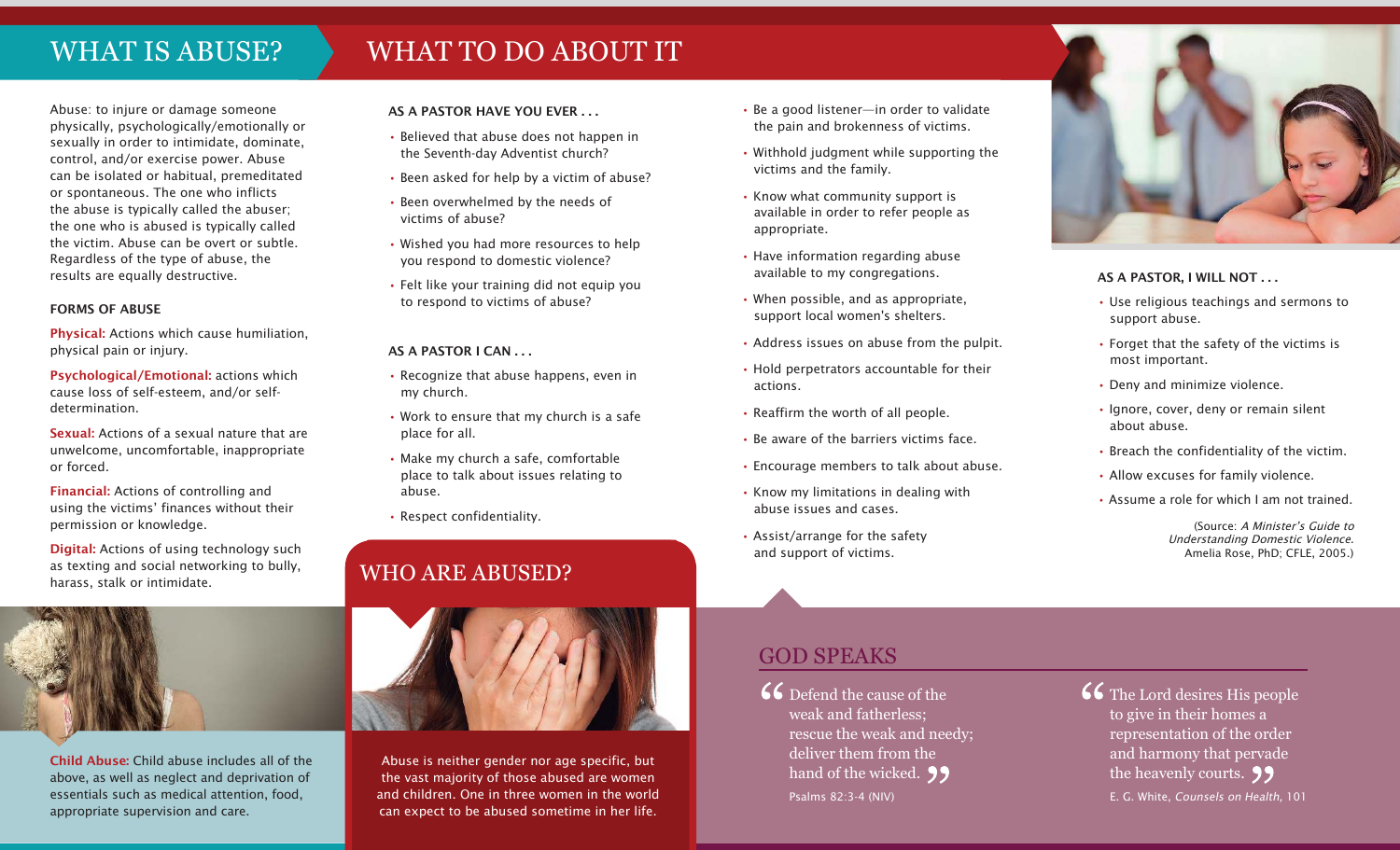## WHAT IS ABUSE?

Abuse: to injure or damage someone physically, psychologically/emotionally or sexually in order to intimidate, dominate, control, and/or exercise power. Abuse can be isolated or habitual, premeditated or spontaneous. The one who inflicts the abuse is typically called the abuser; the one who is abused is typically called the victim. Abuse can be overt or subtle. Regardless of the type of abuse, the results are equally destructive.

**FORMS OF ABUSE**

**Physical:** Actions which cause humiliation, physical pain or injury.

**Psychological/Emotional:** actions which cause loss of self-esteem, and/or self-determination.

**Sexual:** Actions of a sexual nature that are unwelcome, uncomfortable, inappropriate or forced.

**Financial:** Actions of controlling and using the victims' finances without their permission or knowledge.

**Digital:** Actions of using technology such as texting and social networking to bully, harass, stalk or intimidate.

**Child Abuse:** Child abuse includes all of the above, as well as neglect and deprivation of essentials such as medical attention, food, appropriate supervision and care.

## WHAT TO DO ABOUT IT

**AS A PASTOR HAVE YOU EVER . . .**

- Believed that abuse does not happen in the Seventh-day Adventist church?
- Been asked for help by a victim of abuse?
- Been overwhelmed by the needs of victims of abuse?
- Wished you had more resources to help you respond to domestic violence?
- Felt like your training did not equip you to respond to victims of abuse?

**AS A PASTOR I CAN . . .**

- Recognize that abuse happens, even in my church.
- Work to ensure that my church is a safe place for all.
- Make my church a safe, comfortable place to talk about issues relating to abuse.
- Respect confidentiality.
- Be a good listener—in order to validate the pain and brokenness of victims.
- Withhold judgment while supporting the victims and the family.
- Know what community support is available in order to refer people as appropriate.
- Have information regarding abuse available to my congregations.
- When possible, and as appropriate, support local women's shelters.
- Address issues on abuse from the pulpit.
- Hold perpetrators accountable for their actions.
- Reaffirm the worth of all people.
- Be aware of the barriers victims face.
- Encourage members to talk about abuse.
- Know my limitations in dealing with abuse issues and cases.
- Assist/arrange for the safety and support of victims.

**AS A PASTOR, I WILL NOT . . .**

- Use religious teachings and sermons to support abuse.
- Forget that the safety of the victims is most important.
- Deny and minimize violence.
- Ignore, cover, deny or remain silent about abuse.
- Breach the confidentiality of the victim.
- Allow excuses for family violence.
- Assume a role for which I am not trained.

(Source: *A Minister's Guide to Understanding Domestic Violence.* Amelia Rose, PhD; CFLE, 2005.)

## WHO ARE ABUSED?

Abuse is neither gender nor age specific, but the vast majority of those abused are women and children. One in three women in the world can expect to be abused sometime in her life.

## GOD SPEAKS

"Defend the cause of the weak and fatherless; rescue the weak and needy; deliver them from the hand of the wicked."

Psalms 82:3-4 (NIV)

"The Lord desires His people to give in their homes a representation of the order and harmony that pervade the heavenly courts."

E. G. White, *Counsels on Health,* 101